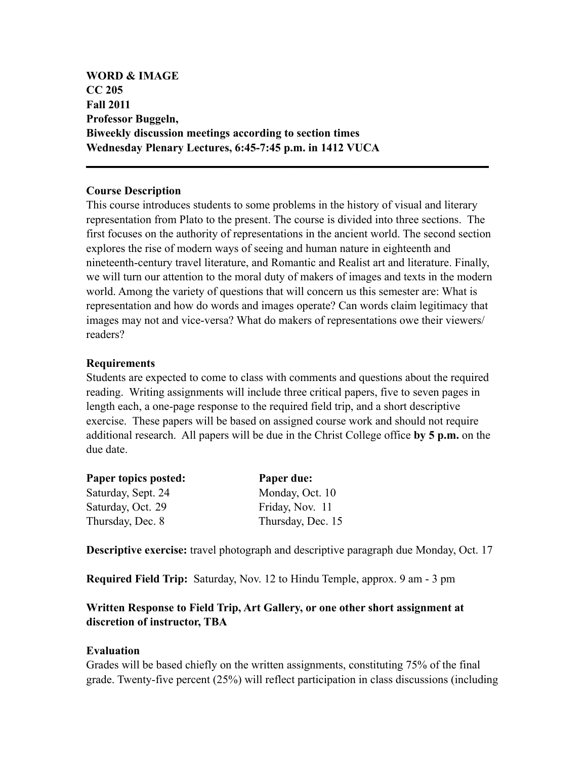**WORD & IMAGE**
**CC 205**
**Fall 2011**
**Professor Buggeln,**
**Biweekly discussion meetings according to section times**
**Wednesday Plenary Lectures, 6:45-7:45 p.m. in 1412 VUCA**

---

**Course Description**

This course introduces students to some problems in the history of visual and literary representation from Plato to the present. The course is divided into three sections. The first focuses on the authority of representations in the ancient world. The second section explores the rise of modern ways of seeing and human nature in eighteenth and nineteenth-century travel literature, and Romantic and Realist art and literature. Finally, we will turn our attention to the moral duty of makers of images and texts in the modern world. Among the variety of questions that will concern us this semester are: What is representation and how do words and images operate? Can words claim legitimacy that images may not and vice-versa? What do makers of representations owe their viewers/ readers?

**Requirements**

Students are expected to come to class with comments and questions about the required reading. Writing assignments will include three critical papers, five to seven pages in length each, a one-page response to the required field trip, and a short descriptive exercise. These papers will be based on assigned course work and should not require additional research. All papers will be due in the Christ College office **by 5 p.m.** on the due date.

| **Paper topics posted:** | **Paper due:** |
| --- | --- |
| Saturday, Sept. 24 | Monday, Oct. 10 |
| Saturday, Oct. 29 | Friday, Nov. 11 |
| Thursday, Dec. 8 | Thursday, Dec. 15 |

**Descriptive exercise:** travel photograph and descriptive paragraph due Monday, Oct. 17

**Required Field Trip:** Saturday, Nov. 12 to Hindu Temple, approx. 9 am - 3 pm

**Written Response to Field Trip, Art Gallery, or one other short assignment at discretion of instructor, TBA**

**Evaluation**

Grades will be based chiefly on the written assignments, constituting 75% of the final grade. Twenty-five percent (25%) will reflect participation in class discussions (including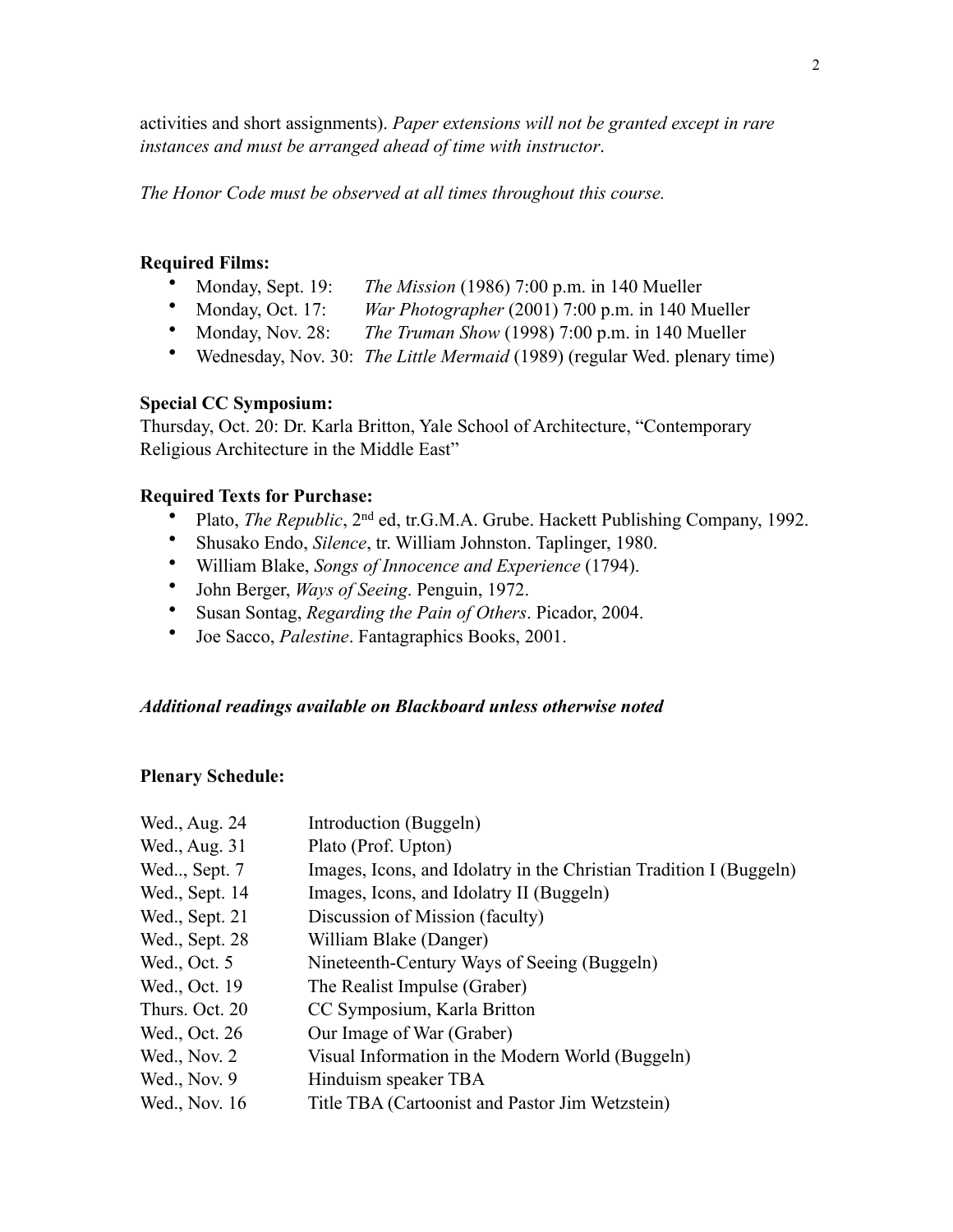activities and short assignments). *Paper extensions will not be granted except in rare instances and must be arranged ahead of time with instructor*.

*The Honor Code must be observed at all times throughout this course.*

**Required Films:**

- Monday, Sept. 19: *The Mission* (1986) 7:00 p.m. in 140 Mueller
- Monday, Oct. 17: *War Photographer* (2001) 7:00 p.m. in 140 Mueller
- Monday, Nov. 28: *The Truman Show* (1998) 7:00 p.m. in 140 Mueller
- Wednesday, Nov. 30: *The Little Mermaid* (1989) (regular Wed. plenary time)

**Special CC Symposium:**

Thursday, Oct. 20: Dr. Karla Britton, Yale School of Architecture, "Contemporary Religious Architecture in the Middle East"

**Required Texts for Purchase:**

- Plato, *The Republic*, 2nd ed, tr.G.M.A. Grube. Hackett Publishing Company, 1992.
- Shusako Endo, *Silence*, tr. William Johnston. Taplinger, 1980.
- William Blake, *Songs of Innocence and Experience* (1794).
- John Berger, *Ways of Seeing*. Penguin, 1972.
- Susan Sontag, *Regarding the Pain of Others*. Picador, 2004.
- Joe Sacco, *Palestine*. Fantagraphics Books, 2001.

***Additional readings available on Blackboard unless otherwise noted***

**Plenary Schedule:**

| | |
|---|---|
| Wed., Aug. 24 | Introduction (Buggeln) |
| Wed., Aug. 31 | Plato (Prof. Upton) |
| Wed.., Sept. 7 | Images, Icons, and Idolatry in the Christian Tradition I (Buggeln) |
| Wed., Sept. 14 | Images, Icons, and Idolatry II (Buggeln) |
| Wed., Sept. 21 | Discussion of Mission (faculty) |
| Wed., Sept. 28 | William Blake (Danger) |
| Wed., Oct. 5 | Nineteenth-Century Ways of Seeing (Buggeln) |
| Wed., Oct. 19 | The Realist Impulse (Graber) |
| Thurs. Oct. 20 | CC Symposium, Karla Britton |
| Wed., Oct. 26 | Our Image of War (Graber) |
| Wed., Nov. 2 | Visual Information in the Modern World (Buggeln) |
| Wed., Nov. 9 | Hinduism speaker TBA |
| Wed., Nov. 16 | Title TBA (Cartoonist and Pastor Jim Wetzstein) |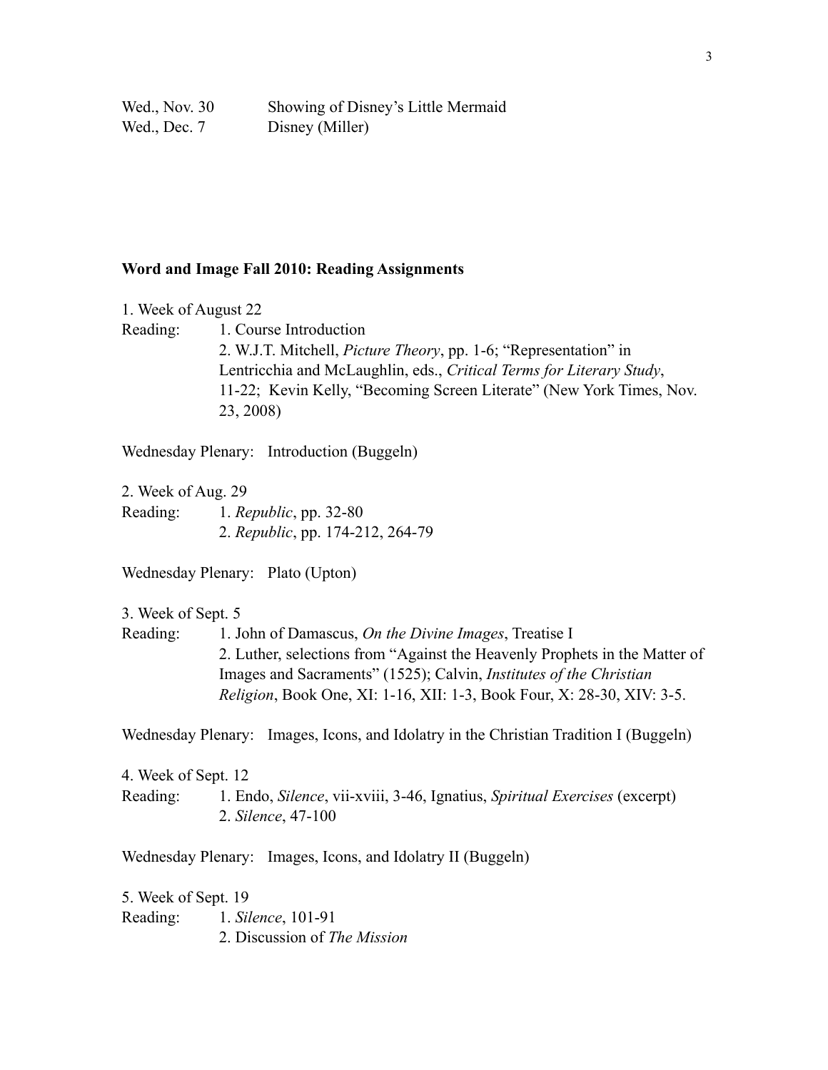Wed., Nov. 30 Showing of Disney's Little Mermaid
Wed., Dec. 7 Disney (Miller)

**Word and Image Fall 2010: Reading Assignments**

1. Week of August 22

Reading: 1. Course Introduction
2. W.J.T. Mitchell, *Picture Theory*, pp. 1-6; "Representation" in Lentricchia and McLaughlin, eds., *Critical Terms for Literary Study*, 11-22; Kevin Kelly, "Becoming Screen Literate" (New York Times, Nov. 23, 2008)

Wednesday Plenary: Introduction (Buggeln)

2. Week of Aug. 29

Reading: 1. *Republic*, pp. 32-80
2. *Republic*, pp. 174-212, 264-79

Wednesday Plenary: Plato (Upton)

3. Week of Sept. 5

Reading: 1. John of Damascus, *On the Divine Images*, Treatise I
2. Luther, selections from "Against the Heavenly Prophets in the Matter of Images and Sacraments" (1525); Calvin, *Institutes of the Christian Religion*, Book One, XI: 1-16, XII: 1-3, Book Four, X: 28-30, XIV: 3-5.

Wednesday Plenary: Images, Icons, and Idolatry in the Christian Tradition I (Buggeln)

4. Week of Sept. 12

Reading: 1. Endo, *Silence*, vii-xviii, 3-46, Ignatius, *Spiritual Exercises* (excerpt)
2. *Silence*, 47-100

Wednesday Plenary: Images, Icons, and Idolatry II (Buggeln)

5. Week of Sept. 19

Reading: 1. *Silence*, 101-91
2. Discussion of *The Mission*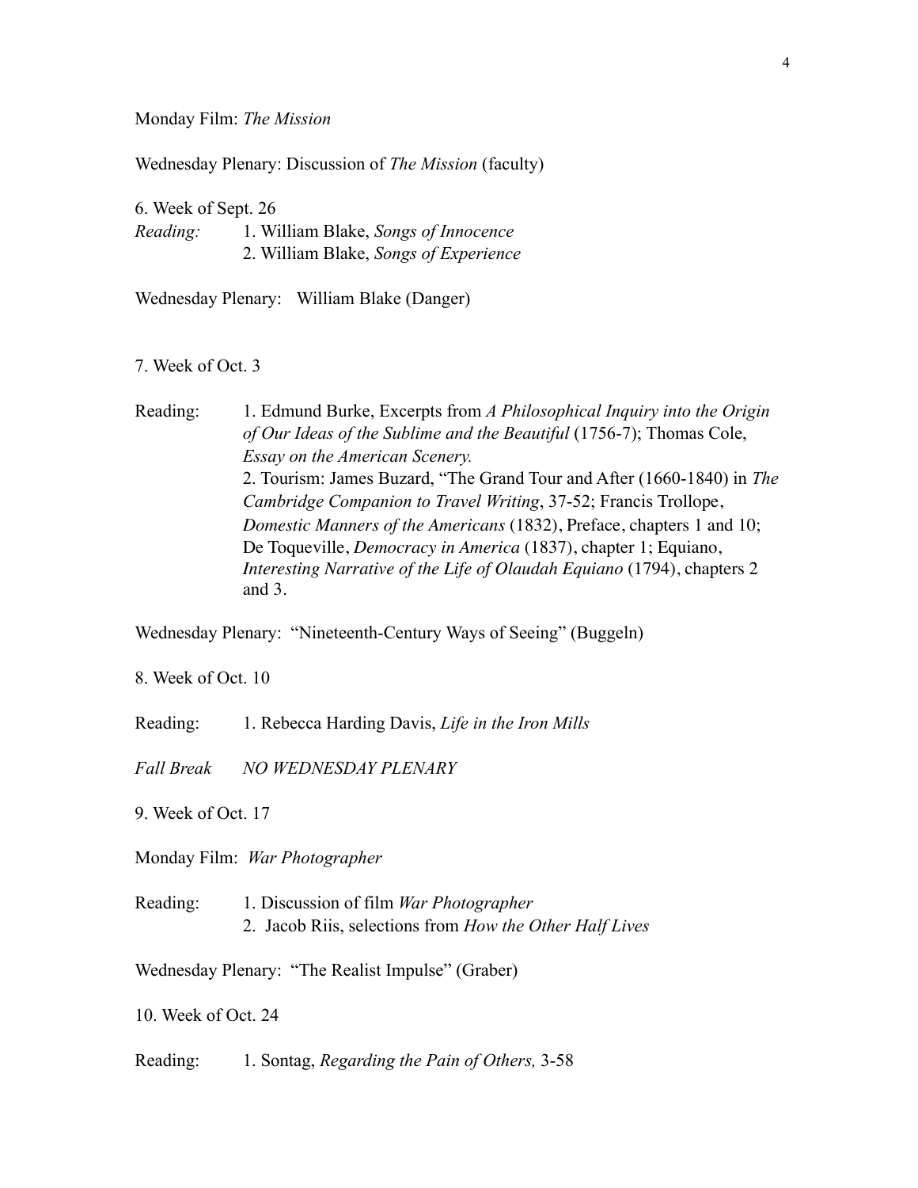Monday Film: *The Mission*

Wednesday Plenary: Discussion of *The Mission* (faculty)

6. Week of Sept. 26

*Reading:* 1. William Blake, *Songs of Innocence*
2. William Blake, *Songs of Experience*

Wednesday Plenary: William Blake (Danger)

7. Week of Oct. 3

Reading: 1. Edmund Burke, Excerpts from *A Philosophical Inquiry into the Origin of Our Ideas of the Sublime and the Beautiful* (1756-7); Thomas Cole, *Essay on the American Scenery.*
2. Tourism: James Buzard, "The Grand Tour and After (1660-1840) in *The Cambridge Companion to Travel Writing*, 37-52; Francis Trollope, *Domestic Manners of the Americans* (1832), Preface, chapters 1 and 10; De Toqueville, *Democracy in America* (1837), chapter 1; Equiano, *Interesting Narrative of the Life of Olaudah Equiano* (1794), chapters 2 and 3.

Wednesday Plenary: "Nineteenth-Century Ways of Seeing" (Buggeln)

8. Week of Oct. 10

Reading: 1. Rebecca Harding Davis, *Life in the Iron Mills*

*Fall Break NO WEDNESDAY PLENARY*

9. Week of Oct. 17

Monday Film: *War Photographer*

Reading: 1. Discussion of film *War Photographer*
2. Jacob Riis, selections from *How the Other Half Lives*

Wednesday Plenary: "The Realist Impulse" (Graber)

10. Week of Oct. 24

Reading: 1. Sontag, *Regarding the Pain of Others,* 3-58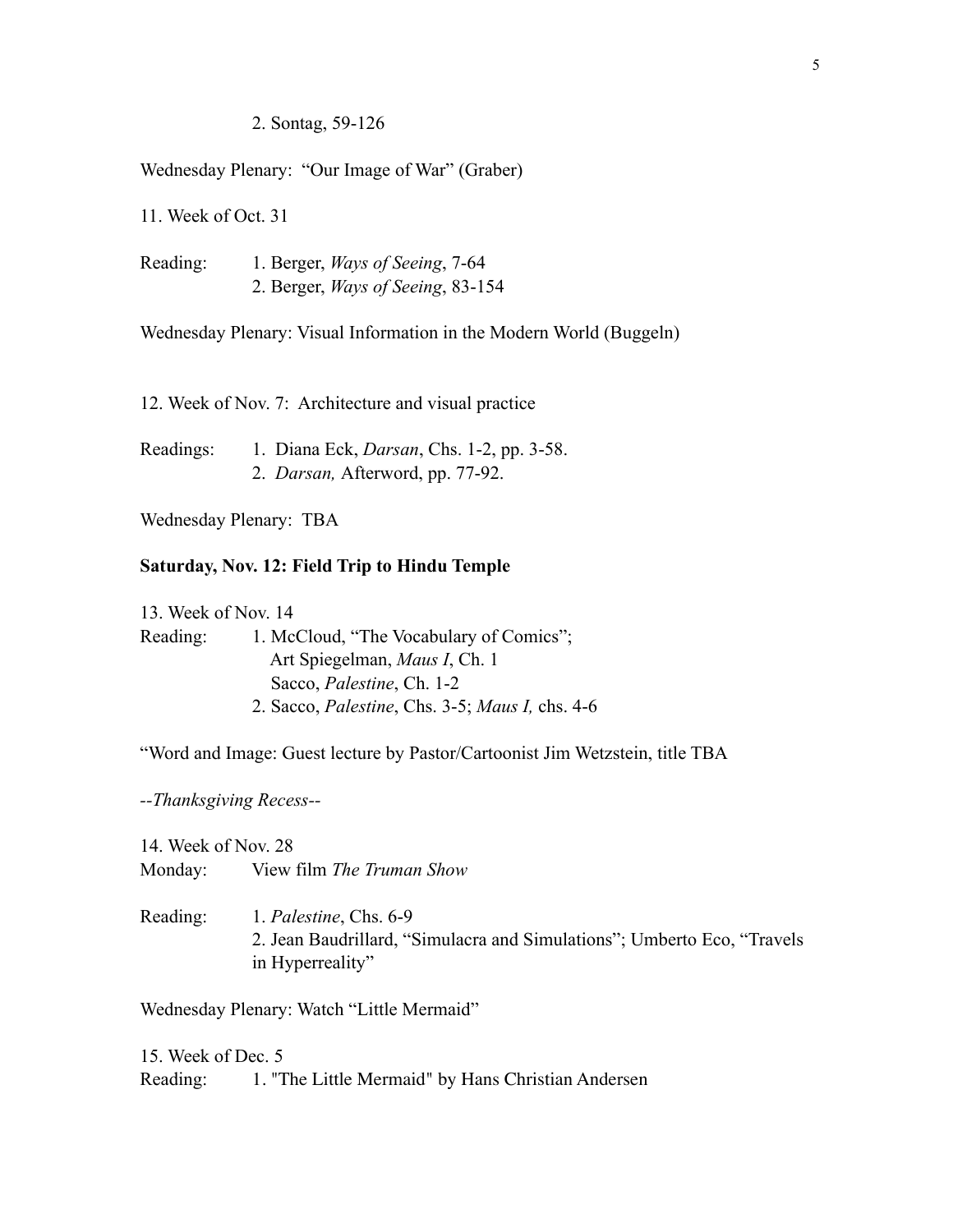2. Sontag, 59-126

Wednesday Plenary: "Our Image of War" (Graber)

11. Week of Oct. 31

Reading: 1. Berger, *Ways of Seeing*, 7-64
2. Berger, *Ways of Seeing*, 83-154

Wednesday Plenary: Visual Information in the Modern World (Buggeln)

12. Week of Nov. 7: Architecture and visual practice

Readings: 1. Diana Eck, *Darsan*, Chs. 1-2, pp. 3-58.
2. *Darsan,* Afterword, pp. 77-92.

Wednesday Plenary: TBA

**Saturday, Nov. 12: Field Trip to Hindu Temple**

13. Week of Nov. 14

Reading: 1. McCloud, "The Vocabulary of Comics";
Art Spiegelman, *Maus I*, Ch. 1
Sacco, *Palestine*, Ch. 1-2
2. Sacco, *Palestine*, Chs. 3-5; *Maus I,* chs. 4-6

"Word and Image: Guest lecture by Pastor/Cartoonist Jim Wetzstein, title TBA

*--Thanksgiving Recess--*

14. Week of Nov. 28

Monday: View film *The Truman Show*

Reading: 1. *Palestine*, Chs. 6-9
2. Jean Baudrillard, "Simulacra and Simulations"; Umberto Eco, "Travels in Hyperreality"

Wednesday Plenary: Watch "Little Mermaid"

15. Week of Dec. 5

Reading: 1. "The Little Mermaid" by Hans Christian Andersen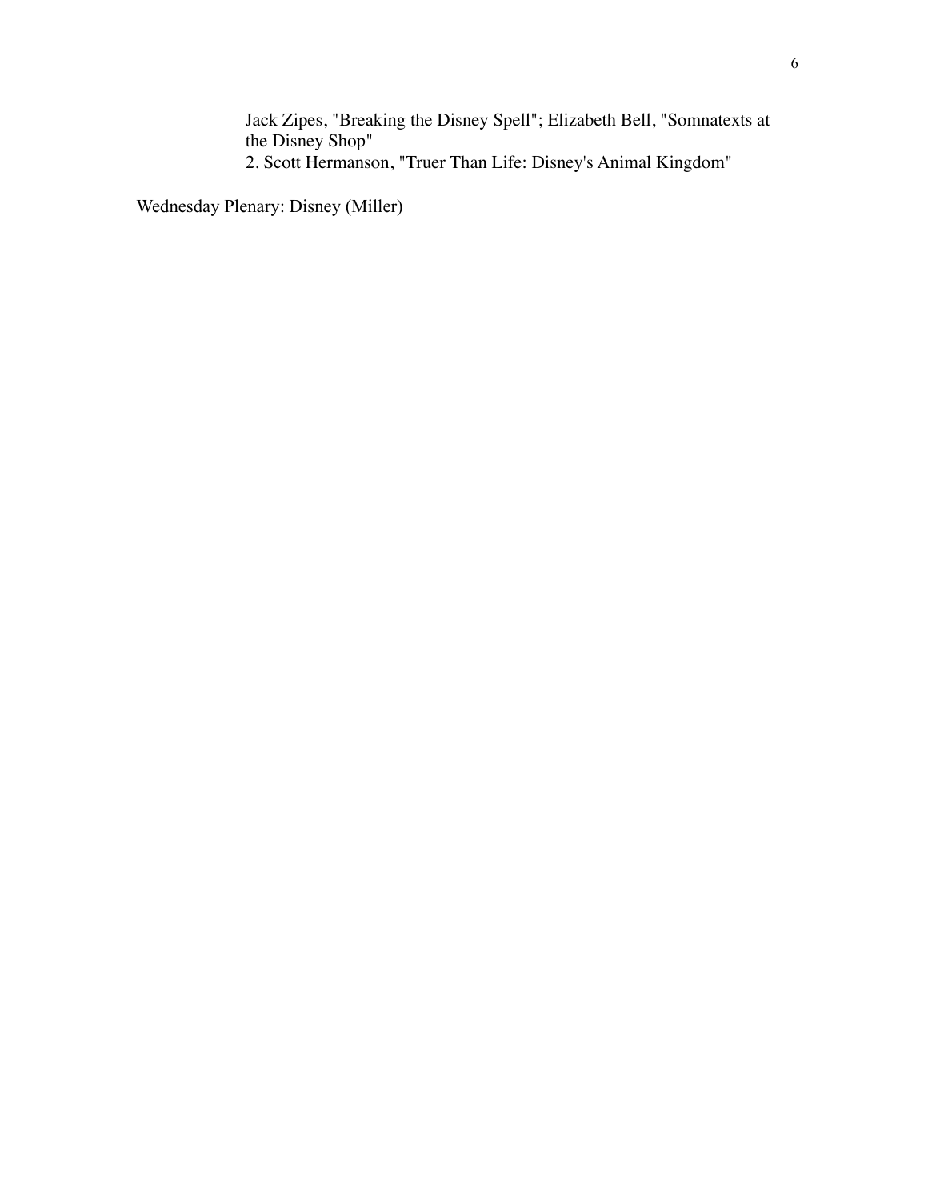Jack Zipes, "Breaking the Disney Spell"; Elizabeth Bell, "Somnatexts at the Disney Shop"

2. Scott Hermanson, "Truer Than Life: Disney's Animal Kingdom"

Wednesday Plenary: Disney (Miller)